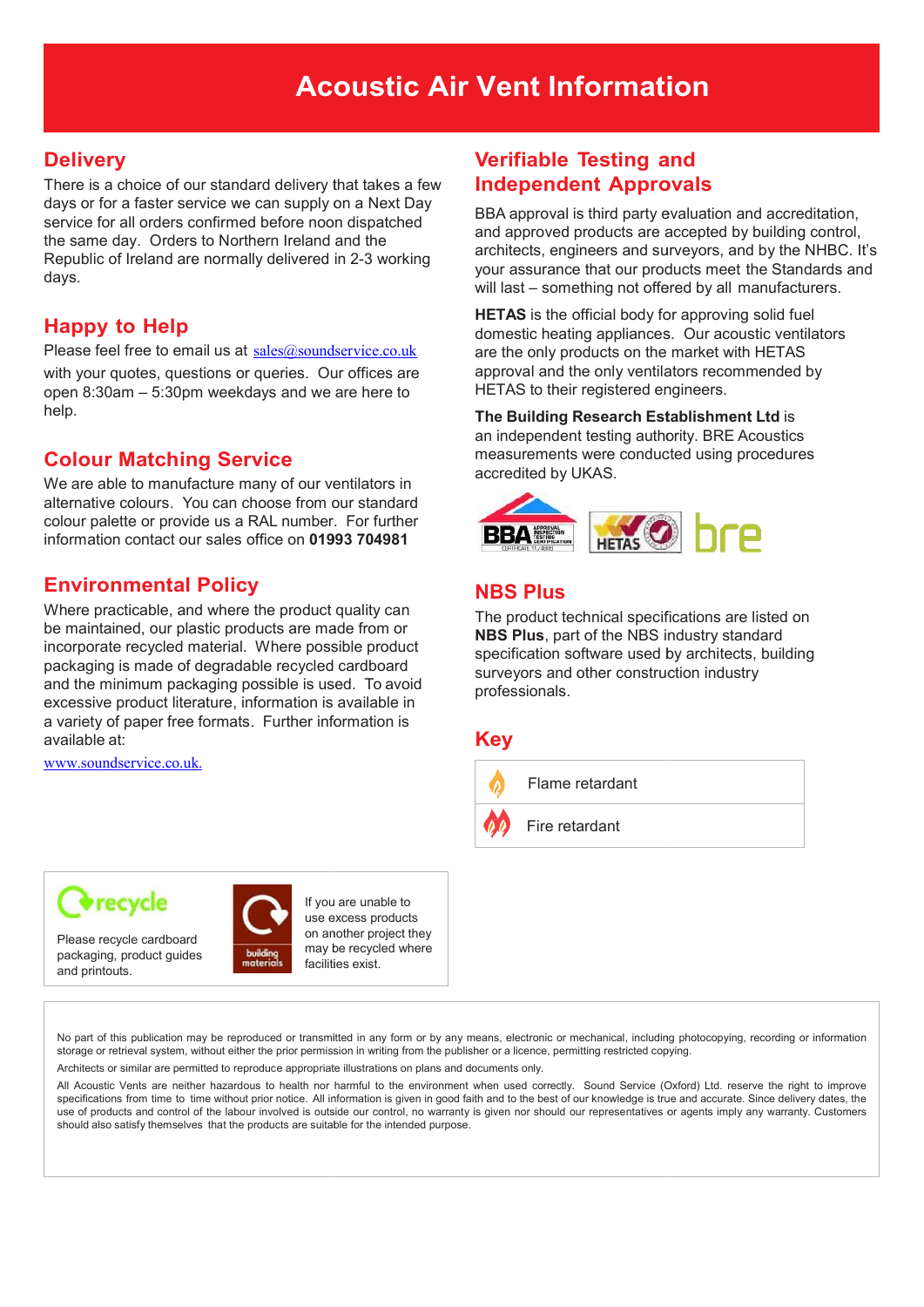# Acoustic Air Vent Information

## Delivery

There is a choice of our standard delivery that takes a few days or for a faster service we can supply on a Next Day service for all orders confirmed before noon dispatched the same day. Orders to Northern Ireland and the Republic of Ireland are normally delivered in 2-3 working days.

## Happy to Help

Please feel free to email us at sales@soundservice.co.uk with your quotes, questions or queries. Our offices are open 8:30am – 5:30pm weekdays and we are here to help.

## Colour Matching Service

We are able to manufacture many of our ventilators in alternative colours. You can choose from our standard colour palette or provide us a RAL number. For further information contact our sales office on **01993 704981**

## Environmental Policy

Where practicable, and where the product quality can be maintained, our plastic products are made from or incorporate recycled material. Where possible product packaging is made of degradable recycled cardboard and the minimum packaging possible is used. To avoid excessive product literature, information is available in a variety of paper free formats. Further information is available at:

www.soundservice.co.uk.

## Verifiable Testing and Independent Approvals

BBA approval is third party evaluation and accreditation, and approved products are accepted by building control, architects, engineers and surveyors, and by the NHBC. It's your assurance that our products meet the Standards and will last – something not offered by all manufacturers.

**HETAS** is the official body for approving solid fuel domestic heating appliances. Our acoustic ventilators are the only products on the market with HETAS approval and the only ventilators recommended by HETAS to their registered engineers.

**The Building Research Establishment Ltd** is an independent testing authority. BRE Acoustics measurements were conducted using procedures accredited by UKAS.

## NBS Plus

The product technical specifications are listed on **NBS Plus**, part of the NBS industry standard specification software used by architects, building surveyors and other construction industry professionals.

## Key

| | |
|---|---|
| 🔥 | Flame retardant |
| 🔥🔥 | Fire retardant |

Please recycle cardboard packaging, product guides and printouts.

If you are unable to use excess products on another project they may be recycled where facilities exist.

No part of this publication may be reproduced or transmitted in any form or by any means, electronic or mechanical, including photocopying, recording or information storage or retrieval system, without either the prior permission in writing from the publisher or a licence, permitting restricted copying.

Architects or similar are permitted to reproduce appropriate illustrations on plans and documents only.

All Acoustic Vents are neither hazardous to health nor harmful to the environment when used correctly. Sound Service (Oxford) Ltd. reserve the right to improve specifications from time to time without prior notice. All information is given in good faith and to the best of our knowledge is true and accurate. Since delivery dates, the use of products and control of the labour involved is outside our control, no warranty is given nor should our representatives or agents imply any warranty. Customers should also satisfy themselves that the products are suitable for the intended purpose.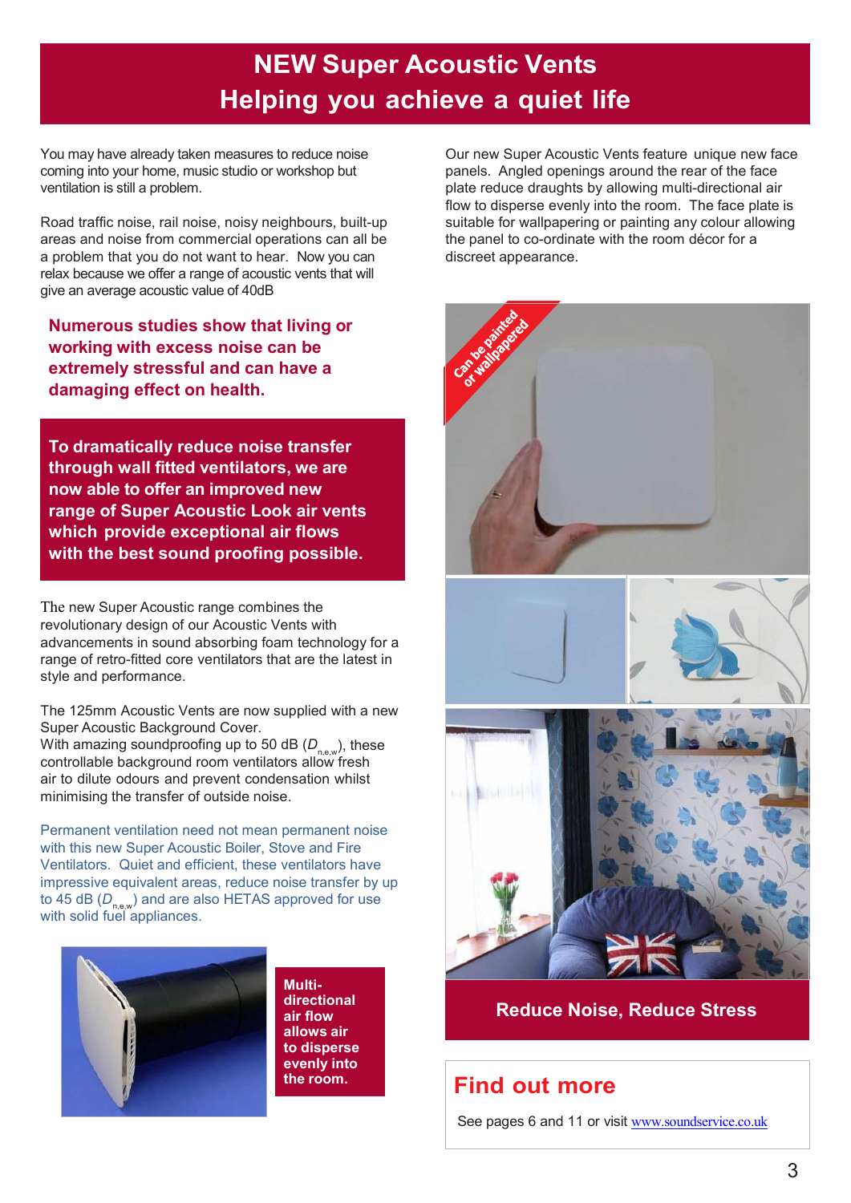# NEW Super Acoustic Vents
## Helping you achieve a quiet life

You may have already taken measures to reduce noise coming into your home, music studio or workshop but ventilation is still a problem.

Road traffic noise, rail noise, noisy neighbours, built-up areas and noise from commercial operations can all be a problem that you do not want to hear. Now you can relax because we offer a range of acoustic vents that will give an average acoustic value of 40dB

**Numerous studies show that living or working with excess noise can be extremely stressful and can have a damaging effect on health.**

**To dramatically reduce noise transfer through wall fitted ventilators, we are now able to offer an improved new range of Super Acoustic Look air vents which provide exceptional air flows with the best sound proofing possible.**

The new Super Acoustic range combines the revolutionary design of our Acoustic Vents with advancements in sound absorbing foam technology for a range of retro-fitted core ventilators that are the latest in style and performance.

The 125mm Acoustic Vents are now supplied with a new Super Acoustic Background Cover.
With amazing soundproofing up to 50 dB ($D_{n,e,w}$), these controllable background room ventilators allow fresh air to dilute odours and prevent condensation whilst minimising the transfer of outside noise.

Permanent ventilation need not mean permanent noise with this new Super Acoustic Boiler, Stove and Fire Ventilators. Quiet and efficient, these ventilators have impressive equivalent areas, reduce noise transfer by up to 45 dB ($D_{n,e,w}$) and are also HETAS approved for use with solid fuel appliances.

**Multi-directional air flow allows air to disperse evenly into the room.**

Our new Super Acoustic Vents feature unique new face panels. Angled openings around the rear of the face plate reduce draughts by allowing multi-directional air flow to disperse evenly into the room. The face plate is suitable for wallpapering or painting any colour allowing the panel to co-ordinate with the room décor for a discreet appearance.

Can be painted or wallpapered

**Reduce Noise, Reduce Stress**

## Find out more

See pages 6 and 11 or visit www.soundservice.co.uk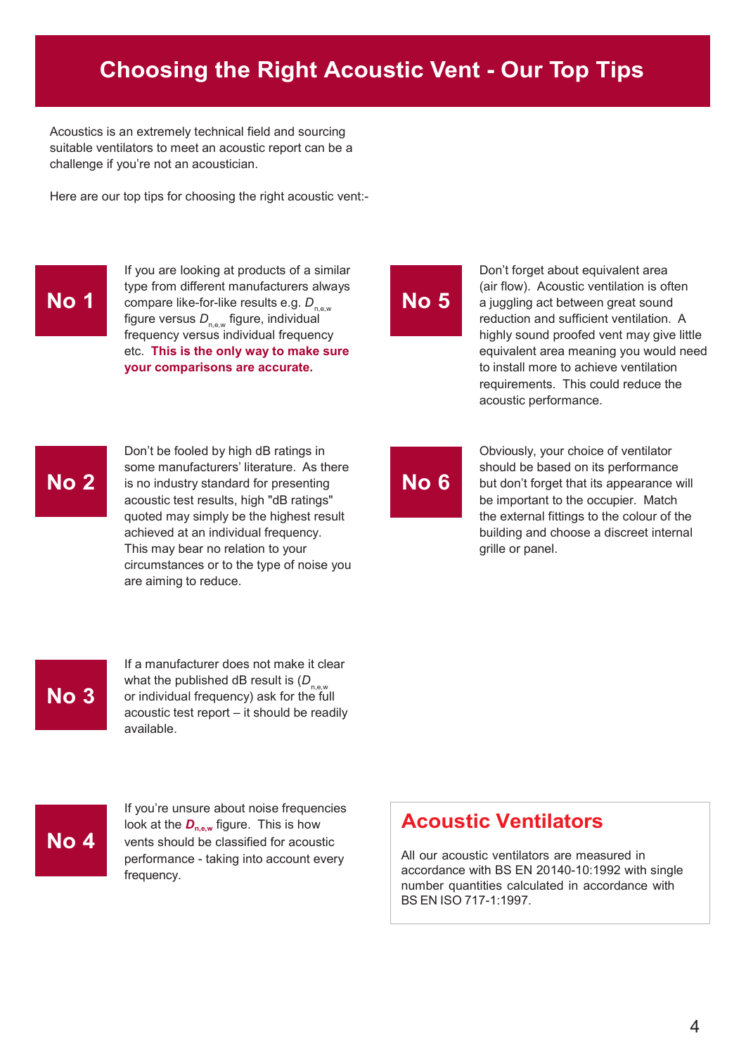# Choosing the Right Acoustic Vent - Our Top Tips

Acoustics is an extremely technical field and sourcing suitable ventilators to meet an acoustic report can be a challenge if you're not an acoustician.

Here are our top tips for choosing the right acoustic vent:-

## No 1

If you are looking at products of a similar type from different manufacturers always compare like-for-like results e.g. $D_{n,e,w}$ figure versus $D_{n,e,w}$ figure, individual frequency versus individual frequency etc. **This is the only way to make sure your comparisons are accurate.**

## No 2

Don't be fooled by high dB ratings in some manufacturers' literature. As there is no industry standard for presenting acoustic test results, high "dB ratings" quoted may simply be the highest result achieved at an individual frequency. This may bear no relation to your circumstances or to the type of noise you are aiming to reduce.

## No 3

If a manufacturer does not make it clear what the published dB result is ($D_{n,e,w}$ or individual frequency) ask for the full acoustic test report – it should be readily available.

## No 4

If you're unsure about noise frequencies look at the $D_{n,e,w}$ figure. This is how vents should be classified for acoustic performance - taking into account every frequency.

## No 5

Don't forget about equivalent area (air flow). Acoustic ventilation is often a juggling act between great sound reduction and sufficient ventilation. A highly sound proofed vent may give little equivalent area meaning you would need to install more to achieve ventilation requirements. This could reduce the acoustic performance.

## No 6

Obviously, your choice of ventilator should be based on its performance but don't forget that its appearance will be important to the occupier. Match the external fittings to the colour of the building and choose a discreet internal grille or panel.

## Acoustic Ventilators

All our acoustic ventilators are measured in accordance with BS EN 20140-10:1992 with single number quantities calculated in accordance with BS EN ISO 717-1:1997.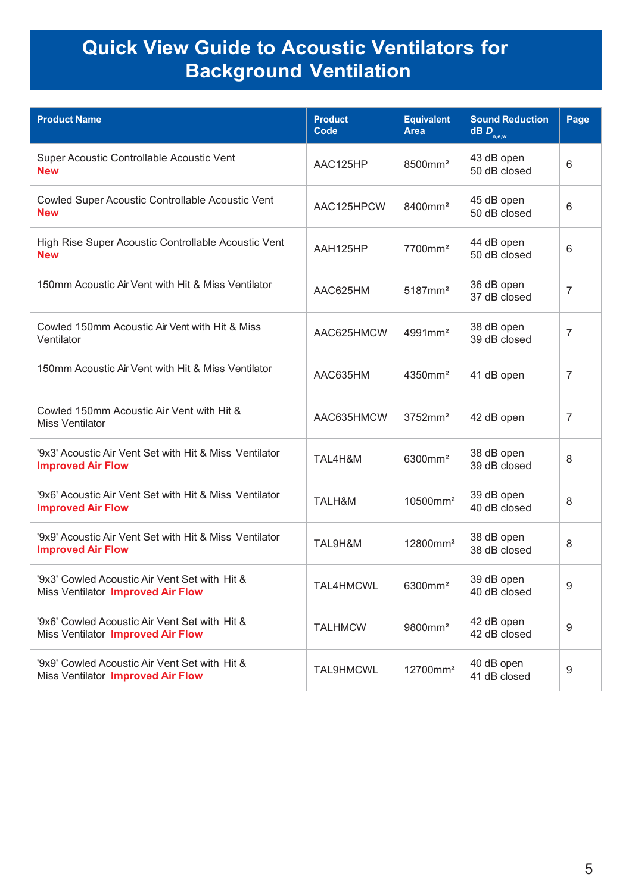# Quick View Guide to Acoustic Ventilators for Background Ventilation

| Product Name | Product Code | Equivalent Area | Sound Reduction dB $D_{n,e,w}$ | Page |
|---|---|---|---|---|
| Super Acoustic Controllable Acoustic Vent **New** | AAC125HP | 8500mm² | 43 dB open<br>50 dB closed | 6 |
| Cowled Super Acoustic Controllable Acoustic Vent **New** | AAC125HPCW | 8400mm² | 45 dB open<br>50 dB closed | 6 |
| High Rise Super Acoustic Controllable Acoustic Vent **New** | AAH125HP | 7700mm² | 44 dB open<br>50 dB closed | 6 |
| 150mm Acoustic Air Vent with Hit & Miss Ventilator | AAC625HM | 5187mm² | 36 dB open<br>37 dB closed | 7 |
| Cowled 150mm Acoustic Air Vent with Hit & Miss Ventilator | AAC625HMCW | 4991mm² | 38 dB open<br>39 dB closed | 7 |
| 150mm Acoustic Air Vent with Hit & Miss Ventilator | AAC635HM | 4350mm² | 41 dB open | 7 |
| Cowled 150mm Acoustic Air Vent with Hit & Miss Ventilator | AAC635HMCW | 3752mm² | 42 dB open | 7 |
| '9x3' Acoustic Air Vent Set with Hit & Miss Ventilator **Improved Air Flow** | TAL4H&M | 6300mm² | 38 dB open<br>39 dB closed | 8 |
| '9x6' Acoustic Air Vent Set with Hit & Miss Ventilator **Improved Air Flow** | TALH&M | 10500mm² | 39 dB open<br>40 dB closed | 8 |
| '9x9' Acoustic Air Vent Set with Hit & Miss Ventilator **Improved Air Flow** | TAL9H&M | 12800mm² | 38 dB open<br>38 dB closed | 8 |
| '9x3' Cowled Acoustic Air Vent Set with Hit & Miss Ventilator **Improved Air Flow** | TAL4HMCWL | 6300mm² | 39 dB open<br>40 dB closed | 9 |
| '9x6' Cowled Acoustic Air Vent Set with Hit & Miss Ventilator **Improved Air Flow** | TALHMCW | 9800mm² | 42 dB open<br>42 dB closed | 9 |
| '9x9' Cowled Acoustic Air Vent Set with Hit & Miss Ventilator **Improved Air Flow** | TAL9HMCWL | 12700mm² | 40 dB open<br>41 dB closed | 9 |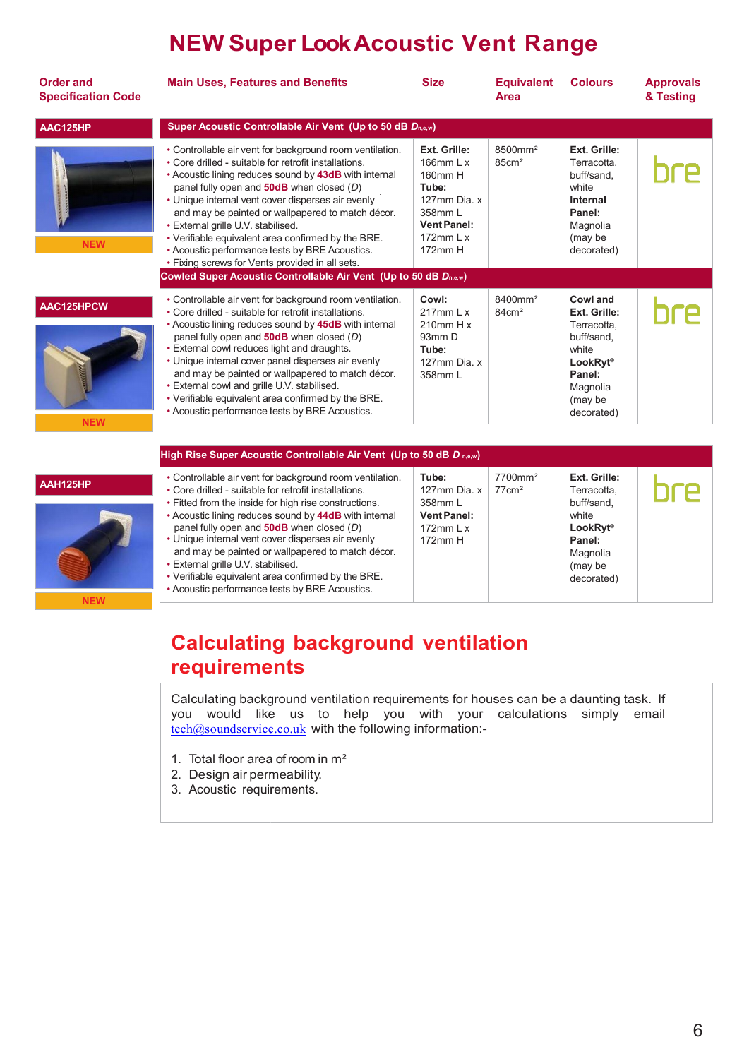# NEW Super Look Acoustic Vent Range

| Order and Specification Code | Main Uses, Features and Benefits | Size | Equivalent Area | Colours | Approvals & Testing |
|---|---|---|---|---|---|
| **AAC125HP** | **Super Acoustic Controllable Air Vent (Up to 50 dB $D_{n,e,w}$)** | | | | |
| NEW | • Controllable air vent for background room ventilation.<br>• Core drilled - suitable for retrofit installations.<br>• Acoustic lining reduces sound by **43dB** with internal panel fully open and **50dB** when closed (*D*)<br>• Unique internal vent cover disperses air evenly and may be painted or wallpapered to match décor.<br>• External grille U.V. stabilised.<br>• Verifiable equivalent area confirmed by the BRE.<br>• Acoustic performance tests by BRE Acoustics.<br>• Fixing screws for Vents provided in all sets. | **Ext. Grille:** 166mm L x 160mm H<br>**Tube:** 127mm Dia. x 358mm L<br>**Vent Panel:** 172mm L x 172mm H | 8500mm²<br>85cm² | **Ext. Grille:** Terracotta, buff/sand, white<br>**Internal Panel:** Magnolia (may be decorated) | bre |
| **AAC125HPCW** | **Cowled Super Acoustic Controllable Air Vent (Up to 50 dB $D_{n,e,w}$)** | | | | |
| NEW | • Controllable air vent for background room ventilation.<br>• Core drilled - suitable for retrofit installations.<br>• Acoustic lining reduces sound by **45dB** with internal panel fully open and **50dB** when closed (*D*).<br>• External cowl reduces light and draughts.<br>• Unique internal cover panel disperses air evenly and may be painted or wallpapered to match décor.<br>• External cowl and grille U.V. stabilised.<br>• Verifiable equivalent area confirmed by the BRE.<br>• Acoustic performance tests by BRE Acoustics. | **Cowl:** 217mm L x 210mm H x 93mm D<br>**Tube:** 127mm Dia. x 358mm L | 8400mm²<br>84cm² | **Cowl and Ext. Grille:** Terracotta, buff/sand, white<br>**LookRyt® Panel:** Magnolia (may be decorated) | bre |
| **AAH125HP** | **High Rise Super Acoustic Controllable Air Vent (Up to 50 dB $D_{n,e,w}$)** | | | | |
| NEW | • Controllable air vent for background room ventilation.<br>• Core drilled - suitable for retrofit installations.<br>• Fitted from the inside for high rise constructions.<br>• Acoustic lining reduces sound by **44dB** with internal panel fully open and **50dB** when closed (*D*)<br>• Unique internal vent cover disperses air evenly and may be painted or wallpapered to match décor.<br>• External grille U.V. stabilised.<br>• Verifiable equivalent area confirmed by the BRE.<br>• Acoustic performance tests by BRE Acoustics. | **Tube:** 127mm Dia. x 358mm L<br>**Vent Panel:** 172mm L x 172mm H | 7700mm²<br>77cm² | **Ext. Grille:** Terracotta, buff/sand, white<br>**LookRyt® Panel:** Magnolia (may be decorated) | bre |

## Calculating background ventilation requirements

Calculating background ventilation requirements for houses can be a daunting task. If you would like us to help you with your calculations simply email tech@soundservice.co.uk with the following information:-

1. Total floor area of room in m²
2. Design air permeability.
3. Acoustic requirements.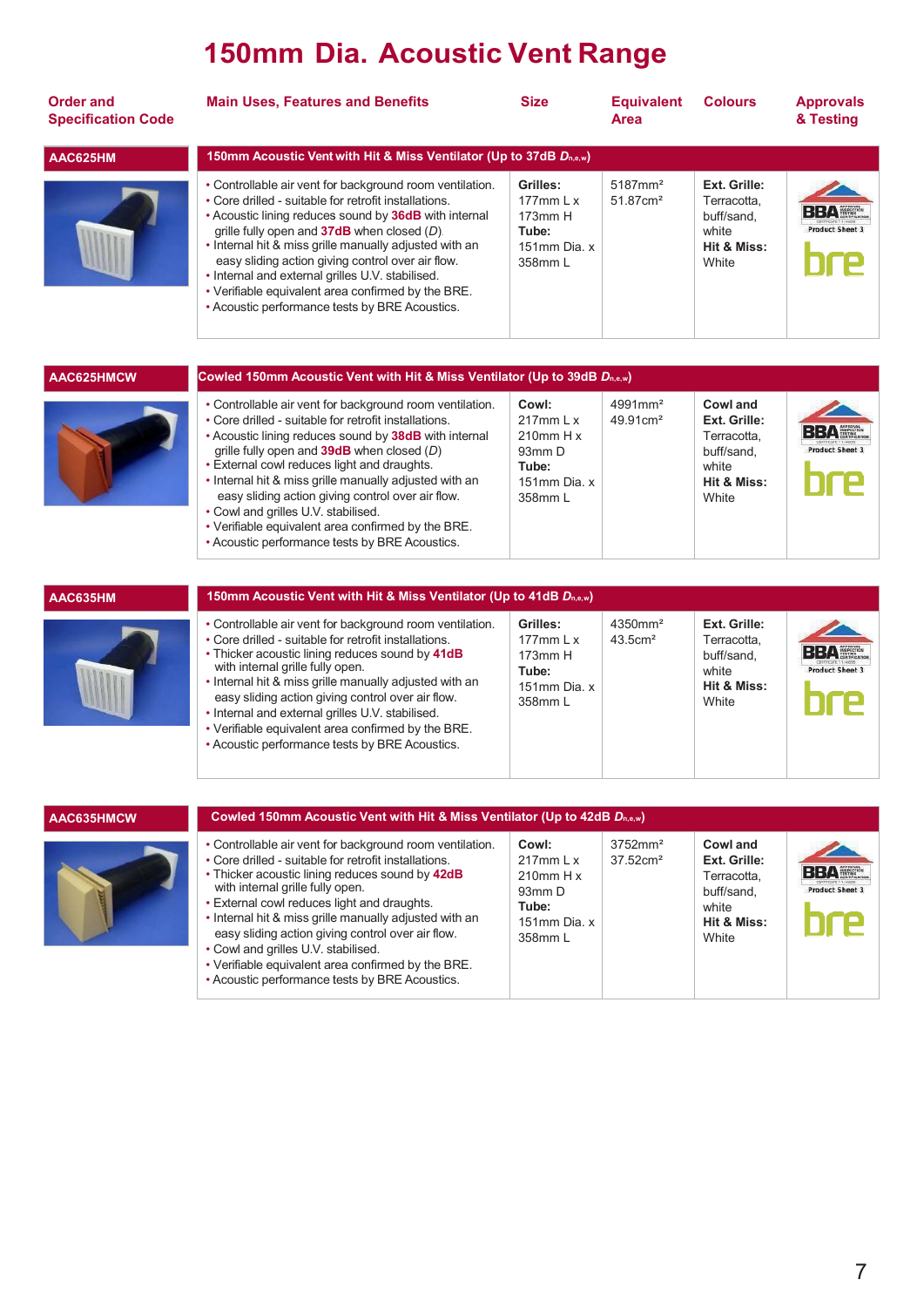# 150mm Dia. Acoustic Vent Range

| Order and Specification Code | Main Uses, Features and Benefits | Size | Equivalent Area | Colours | Approvals & Testing |
|---|---|---|---|---|---|
| **AAC625HM** | **150mm Acoustic Vent with Hit & Miss Ventilator (Up to 37dB $D_{n,e,w}$)** | | | | |
| | • Controllable air vent for background room ventilation.<br>• Core drilled - suitable for retrofit installations.<br>• Acoustic lining reduces sound by **36dB** with internal grille fully open and **37dB** when closed (*D*).<br>• Internal hit & miss grille manually adjusted with an easy sliding action giving control over air flow.<br>• Internal and external grilles U.V. stabilised.<br>• Verifiable equivalent area confirmed by the BRE.<br>• Acoustic performance tests by BRE Acoustics. | **Grilles:** 177mm L x 173mm H **Tube:** 151mm Dia. x 358mm L | 5187mm² 51.87cm² | **Ext. Grille:** Terracotta, buff/sand, white **Hit & Miss:** White | BBA Product Sheet 3; bre |
| **AAC625HMCW** | **Cowled 150mm Acoustic Vent with Hit & Miss Ventilator (Up to 39dB $D_{n,e,w}$)** | | | | |
| | • Controllable air vent for background room ventilation.<br>• Core drilled - suitable for retrofit installations.<br>• Acoustic lining reduces sound by **38dB** with internal grille fully open and **39dB** when closed (*D*)<br>• External cowl reduces light and draughts.<br>• Internal hit & miss grille manually adjusted with an easy sliding action giving control over air flow.<br>• Cowl and grilles U.V. stabilised.<br>• Verifiable equivalent area confirmed by the BRE.<br>• Acoustic performance tests by BRE Acoustics. | **Cowl:** 177mm L x 210mm H x 93mm D **Tube:** 151mm Dia. x 358mm L | 4991mm² 49.91cm² | **Cowl and Ext. Grille:** Terracotta, buff/sand, white **Hit & Miss:** White | BBA Product Sheet 3; bre |
| **AAC635HM** | **150mm Acoustic Vent with Hit & Miss Ventilator (Up to 41dB $D_{n,e,w}$)** | | | | |
| | • Controllable air vent for background room ventilation.<br>• Core drilled - suitable for retrofit installations.<br>• Thicker acoustic lining reduces sound by **41dB** with internal grille fully open.<br>• Internal hit & miss grille manually adjusted with an easy sliding action giving control over air flow.<br>• Internal and external grilles U.V. stabilised.<br>• Verifiable equivalent area confirmed by the BRE.<br>• Acoustic performance tests by BRE Acoustics. | **Grilles:** 177mm L x 173mm H **Tube:** 151mm Dia. x 358mm L | 4350mm² 43.5cm² | **Ext. Grille:** Terracotta, buff/sand, white **Hit & Miss:** White | BBA Product Sheet 3; bre |
| **AAC635HMCW** | **Cowled 150mm Acoustic Vent with Hit & Miss Ventilator (Up to 42dB $D_{n,e,w}$)** | | | | |
| | • Controllable air vent for background room ventilation.<br>• Core drilled - suitable for retrofit installations.<br>• Thicker acoustic lining reduces sound by **42dB** with internal grille fully open.<br>• External cowl reduces light and draughts.<br>• Internal hit & miss grille manually adjusted with an easy sliding action giving control over air flow.<br>• Cowl and grilles U.V. stabilised.<br>• Verifiable equivalent area confirmed by the BRE.<br>• Acoustic performance tests by BRE Acoustics. | **Cowl:** 217mm L x 210mm H x 93mm D **Tube:** 151mm Dia. x 358mm L | 3752mm² 37.52cm² | **Cowl and Ext. Grille:** Terracotta, buff/sand, white **Hit & Miss:** White | BBA Product Sheet 3; bre |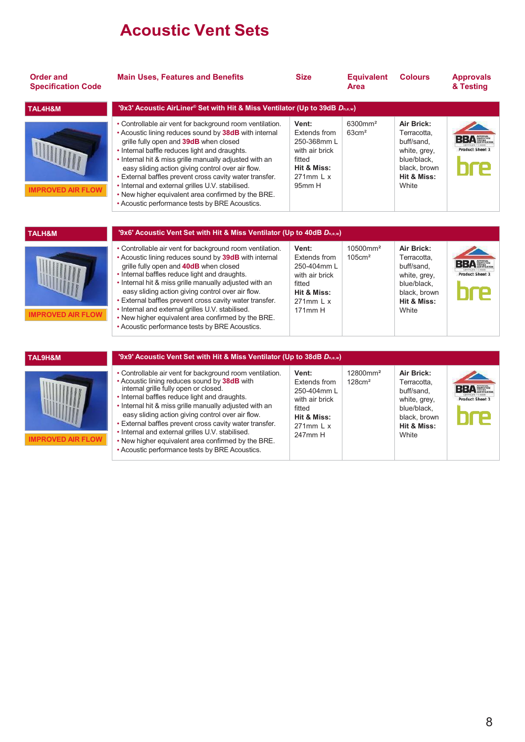# Acoustic Vent Sets

| Order and Specification Code | Main Uses, Features and Benefits | Size | Equivalent Area | Colours | Approvals & Testing |
|---|---|---|---|---|---|
| **TAL4H&M** | **'9x3' Acoustic AirLiner® Set with Hit & Miss Ventilator (Up to 39dB $D_{n,e,w}$)** | | | | |
| IMPROVED AIR FLOW | • Controllable air vent for background room ventilation.<br>• Acoustic lining reduces sound by **38dB** with internal grille fully open and **39dB** when closed<br>• Internal baffle reduces light and draughts.<br>• Internal hit & miss grille manually adjusted with an easy sliding action giving control over air flow.<br>• External baffles prevent cross cavity water transfer.<br>• Internal and external grilles U.V. stabilised.<br>• New higher equivalent area confirmed by the BRE.<br>• Acoustic performance tests by BRE Acoustics. | **Vent:** Extends from 250-368mm L with air brick fitted **Hit & Miss:** 271mm L x 95mm H | 6300mm² 63cm² | **Air Brick:** Terracotta, buff/sand, white, grey, blue/black, black, brown **Hit & Miss:** White | BBA Product Sheet 3, bre |
| **TALH&M** | **'9x6' Acoustic Vent Set with Hit & Miss Ventilator (Up to 40dB $D_{n,e,w}$)** | | | | |
| IMPROVED AIR FLOW | • Controllable air vent for background room ventilation.<br>• Acoustic lining reduces sound by **39dB** with internal grille fully open and **40dB** when closed<br>• Internal baffles reduce light and draughts.<br>• Internal hit & miss grille manually adjusted with an easy sliding action giving control over air flow.<br>• External baffles prevent cross cavity water transfer.<br>• Internal and external grilles U.V. stabilised.<br>• New higher equivalent area confirmed by the BRE.<br>• Acoustic performance tests by BRE Acoustics. | **Vent:** Extends from 250-404mm L with air brick fitted **Hit & Miss:** 271mm L x 171mm H | 10500mm² 105cm² | **Air Brick:** Terracotta, buff/sand, white, grey, blue/black, black, brown **Hit & Miss:** White | BBA Product Sheet 3, bre |
| **TAL9H&M** | **'9x9' Acoustic Vent Set with Hit & Miss Ventilator (Up to 38dB $D_{n,e,w}$)** | | | | |
| IMPROVED AIR FLOW | • Controllable air vent for background room ventilation.<br>• Acoustic lining reduces sound by **38dB** with internal grille fully open or closed.<br>• Internal baffles reduce light and draughts.<br>• Internal hit & miss grille manually adjusted with an easy sliding action giving control over air flow.<br>• External baffles prevent cross cavity water transfer.<br>• Internal and external grilles U.V. stabilised.<br>• New higher equivalent area confirmed by the BRE.<br>• Acoustic performance tests by BRE Acoustics. | **Vent:** Extends from 250-404mm L with air brick fitted **Hit & Miss:** 271mm L x 247mm H | 12800mm² 128cm² | **Air Brick:** Terracotta, buff/sand, white, grey, blue/black, black, brown **Hit & Miss:** White | BBA Product Sheet 3, bre |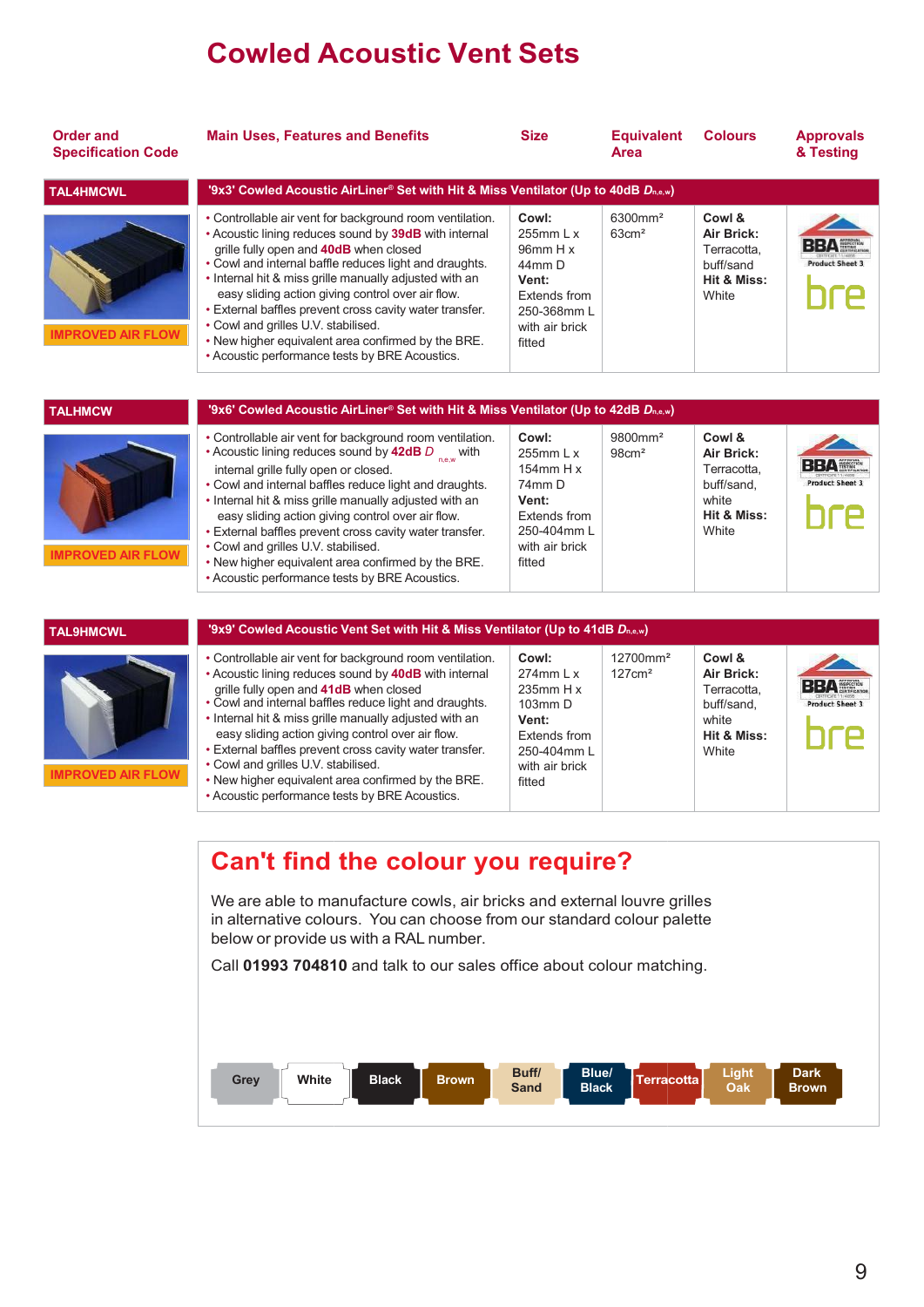# Cowled Acoustic Vent Sets

| Order and Specification Code | Main Uses, Features and Benefits | Size | Equivalent Area | Colours | Approvals & Testing |
|---|---|---|---|---|---|
| **TAL4HMCWL** | **'9x3' Cowled Acoustic AirLiner® Set with Hit & Miss Ventilator (Up to 40dB $D_{n,e,w}$)** | | | | |
| IMPROVED AIR FLOW | • Controllable air vent for background room ventilation.<br>• Acoustic lining reduces sound by **39dB** with internal grille fully open and **40dB** when closed<br>• Cowl and internal baffle reduces light and draughts.<br>• Internal hit & miss grille manually adjusted with an easy sliding action giving control over air flow.<br>• External baffles prevent cross cavity water transfer.<br>• Cowl and grilles U.V. stabilised.<br>• New higher equivalent area confirmed by the BRE.<br>• Acoustic performance tests by BRE Acoustics. | **Cowl:** 255mm L x 96mm H x 44mm D<br>**Vent:** Extends from 250-368mm L with air brick fitted | 6300mm²<br>63cm² | **Cowl & Air Brick:** Terracotta, buff/sand<br>**Hit & Miss:** White | BBA Product Sheet 3<br>bre |
| **TALHMCW** | **'9x6' Cowled Acoustic AirLiner® Set with Hit & Miss Ventilator (Up to 42dB $D_{n,e,w}$)** | | | | |
| IMPROVED AIR FLOW | • Controllable air vent for background room ventilation.<br>• Acoustic lining reduces sound by **42dB** $D_{n,e,w}$ with internal grille fully open or closed.<br>• Cowl and internal baffles reduce light and draughts.<br>• Internal hit & miss grille manually adjusted with an easy sliding action giving control over air flow.<br>• External baffles prevent cross cavity water transfer.<br>• Cowl and grilles U.V. stabilised.<br>• New higher equivalent area confirmed by the BRE.<br>• Acoustic performance tests by BRE Acoustics. | **Cowl:** 255mm L x 154mm H x 74mm D<br>**Vent:** Extends from 250-404mm L with air brick fitted | 9800mm²<br>98cm² | **Cowl & Air Brick:** Terracotta, buff/sand, white<br>**Hit & Miss:** White | BBA Product Sheet 3<br>bre |
| **TAL9HMCWL** | **'9x9' Cowled Acoustic Vent Set with Hit & Miss Ventilator (Up to 41dB $D_{n,e,w}$)** | | | | |
| IMPROVED AIR FLOW | • Controllable air vent for background room ventilation.<br>• Acoustic lining reduces sound by **40dB** with internal grille fully open and **41dB** when closed<br>• Cowl and internal baffles reduce light and draughts.<br>• Internal hit & miss grille manually adjusted with an easy sliding action giving control over air flow.<br>• External baffles prevent cross cavity water transfer.<br>• Cowl and grilles U.V. stabilised.<br>• New higher equivalent area confirmed by the BRE.<br>• Acoustic performance tests by BRE Acoustics. | **Cowl:** 274mm L x 235mm H x 103mm D<br>**Vent:** Extends from 250-404mm L with air brick fitted | 12700mm²<br>127cm² | **Cowl & Air Brick:** Terracotta, buff/sand, white<br>**Hit & Miss:** White | BBA Product Sheet 3<br>bre |

## Can't find the colour you require?

We are able to manufacture cowls, air bricks and external louvre grilles in alternative colours. You can choose from our standard colour palette below or provide us with a RAL number.

Call **01993 704810** and talk to our sales office about colour matching.

Grey | White | Black | Brown | Buff/Sand | Blue/Black | Terracotta | Light Oak | Dark Brown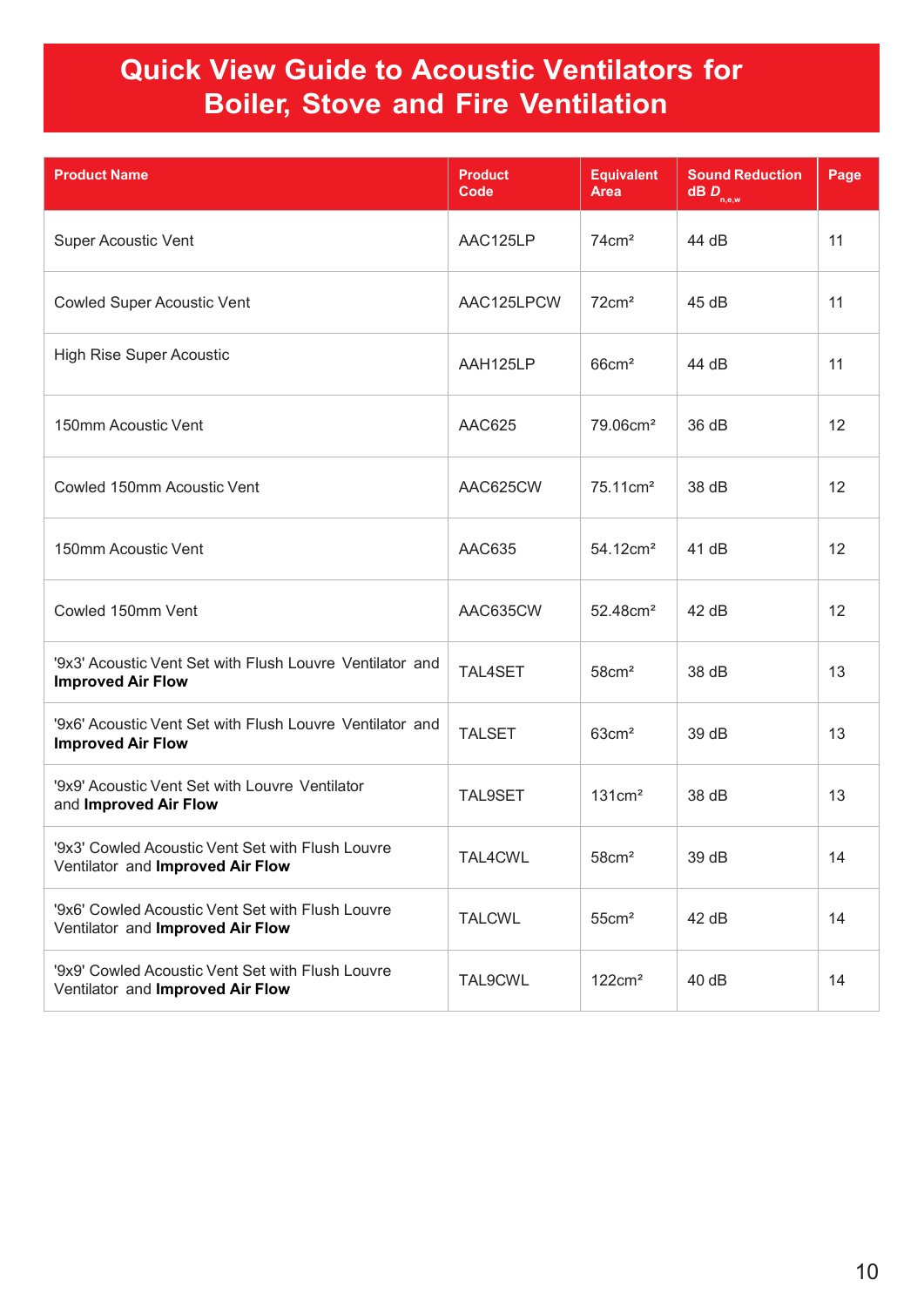# Quick View Guide to Acoustic Ventilators for Boiler, Stove and Fire Ventilation

| Product Name | Product Code | Equivalent Area | Sound Reduction dB $D_{n,e,w}$ | Page |
|---|---|---|---|---|
| Super Acoustic Vent | AAC125LP | 74cm² | 44 dB | 11 |
| Cowled Super Acoustic Vent | AAC125LPCW | 72cm² | 45 dB | 11 |
| High Rise Super Acoustic | AAH125LP | 66cm² | 44 dB | 11 |
| 150mm Acoustic Vent | AAC625 | 79.06cm² | 36 dB | 12 |
| Cowled 150mm Acoustic Vent | AAC625CW | 75.11cm² | 38 dB | 12 |
| 150mm Acoustic Vent | AAC635 | 54.12cm² | 41 dB | 12 |
| Cowled 150mm Vent | AAC635CW | 52.48cm² | 42 dB | 12 |
| '9x3' Acoustic Vent Set with Flush Louvre Ventilator and **Improved Air Flow** | TAL4SET | 58cm² | 38 dB | 13 |
| '9x6' Acoustic Vent Set with Flush Louvre Ventilator and **Improved Air Flow** | TALSET | 63cm² | 39 dB | 13 |
| '9x9' Acoustic Vent Set with Louvre Ventilator and **Improved Air Flow** | TAL9SET | 131cm² | 38 dB | 13 |
| '9x3' Cowled Acoustic Vent Set with Flush Louvre Ventilator and **Improved Air Flow** | TAL4CWL | 58cm² | 39 dB | 14 |
| '9x6' Cowled Acoustic Vent Set with Flush Louvre Ventilator and **Improved Air Flow** | TALCWL | 55cm² | 42 dB | 14 |
| '9x9' Cowled Acoustic Vent Set with Flush Louvre Ventilator and **Improved Air Flow** | TAL9CWL | 122cm² | 40 dB | 14 |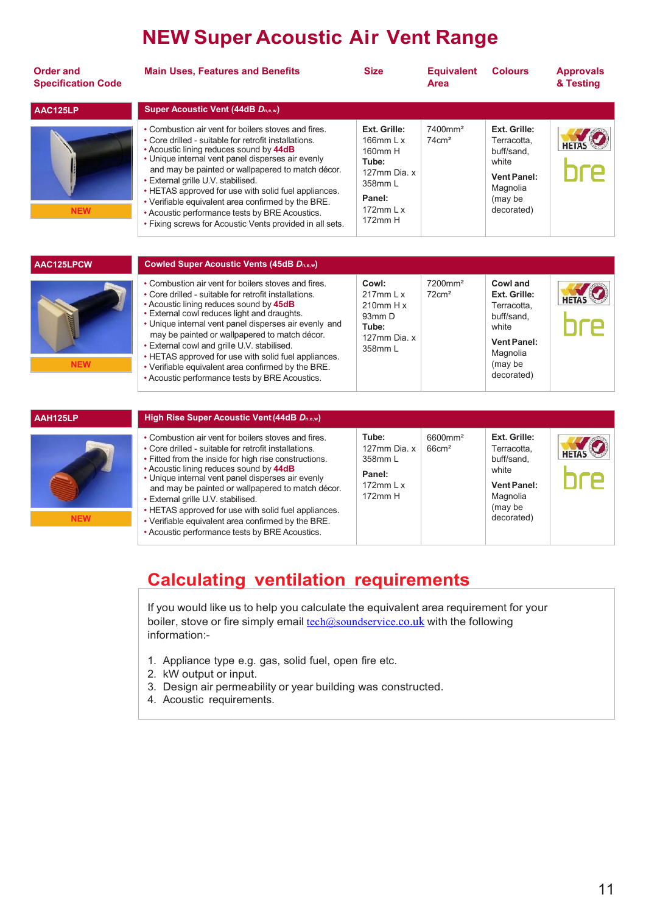# NEW Super Acoustic Air Vent Range

| Order and Specification Code | Main Uses, Features and Benefits | Size | Equivalent Area | Colours | Approvals & Testing |
|---|---|---|---|---|---|
| **AAC125LP** | **Super Acoustic Vent (44dB $D_{n,e,w}$)** | | | | |
| NEW | • Combustion air vent for boilers stoves and fires.<br>• Core drilled - suitable for retrofit installations.<br>• Acoustic lining reduces sound by **44dB**<br>• Unique internal vent panel disperses air evenly and may be painted or wallpapered to match décor.<br>• External grille U.V. stabilised.<br>• HETAS approved for use with solid fuel appliances.<br>• Verifiable equivalent area confirmed by the BRE.<br>• Acoustic performance tests by BRE Acoustics.<br>• Fixing screws for Acoustic Vents provided in all sets. | **Ext. Grille:** 166mm L x 160mm H<br>**Tube:** 127mm Dia. x 358mm L<br>**Panel:** 172mm L x 172mm H | 7400mm²<br>74cm² | **Ext. Grille:** Terracotta, buff/sand, white<br>**Vent Panel:** Magnolia (may be decorated) | HETAS<br>bre |
| **AAC125LPCW** | **Cowled Super Acoustic Vents (45dB $D_{n,e,w}$)** | | | | |
| NEW | • Combustion air vent for boilers stoves and fires.<br>• Core drilled - suitable for retrofit installations.<br>• Acoustic lining reduces sound by **45dB**<br>• External cowl reduces light and draughts.<br>• Unique internal vent panel disperses air evenly and may be painted or wallpapered to match décor.<br>• External cowl and grille U.V. stabilised.<br>• HETAS approved for use with solid fuel appliances.<br>• Verifiable equivalent area confirmed by the BRE.<br>• Acoustic performance tests by BRE Acoustics. | **Cowl:** 217mm L x 210mm H x 93mm D<br>**Tube:** 127mm Dia. x 358mm L | 7200mm²<br>72cm² | **Cowl and Ext. Grille:** Terracotta, buff/sand, white<br>**Vent Panel:** Magnolia (may be decorated) | HETAS<br>bre |
| **AAH125LP** | **High Rise Super Acoustic Vent (44dB $D_{n,e,w}$)** | | | | |
| NEW | • Combustion air vent for boilers stoves and fires.<br>• Core drilled - suitable for retrofit installations.<br>• Fitted from the inside for high rise constructions.<br>• Acoustic lining reduces sound by **44dB**<br>• Unique internal vent panel disperses air evenly and may be painted or wallpapered to match décor.<br>• External grille U.V. stabilised.<br>• HETAS approved for use with solid fuel appliances.<br>• Verifiable equivalent area confirmed by the BRE.<br>• Acoustic performance tests by BRE Acoustics. | **Tube:** 127mm Dia. x 358mm L<br>**Panel:** 172mm L x 172mm H | 6600mm²<br>66cm² | **Ext. Grille:** Terracotta, buff/sand, white<br>**Vent Panel:** Magnolia (may be decorated) | HETAS<br>bre |

## Calculating ventilation requirements

If you would like us to help you calculate the equivalent area requirement for your boiler, stove or fire simply email tech@soundservice.co.uk with the following information:-

1. Appliance type e.g. gas, solid fuel, open fire etc.
2. kW output or input.
3. Design air permeability or year building was constructed.
4. Acoustic requirements.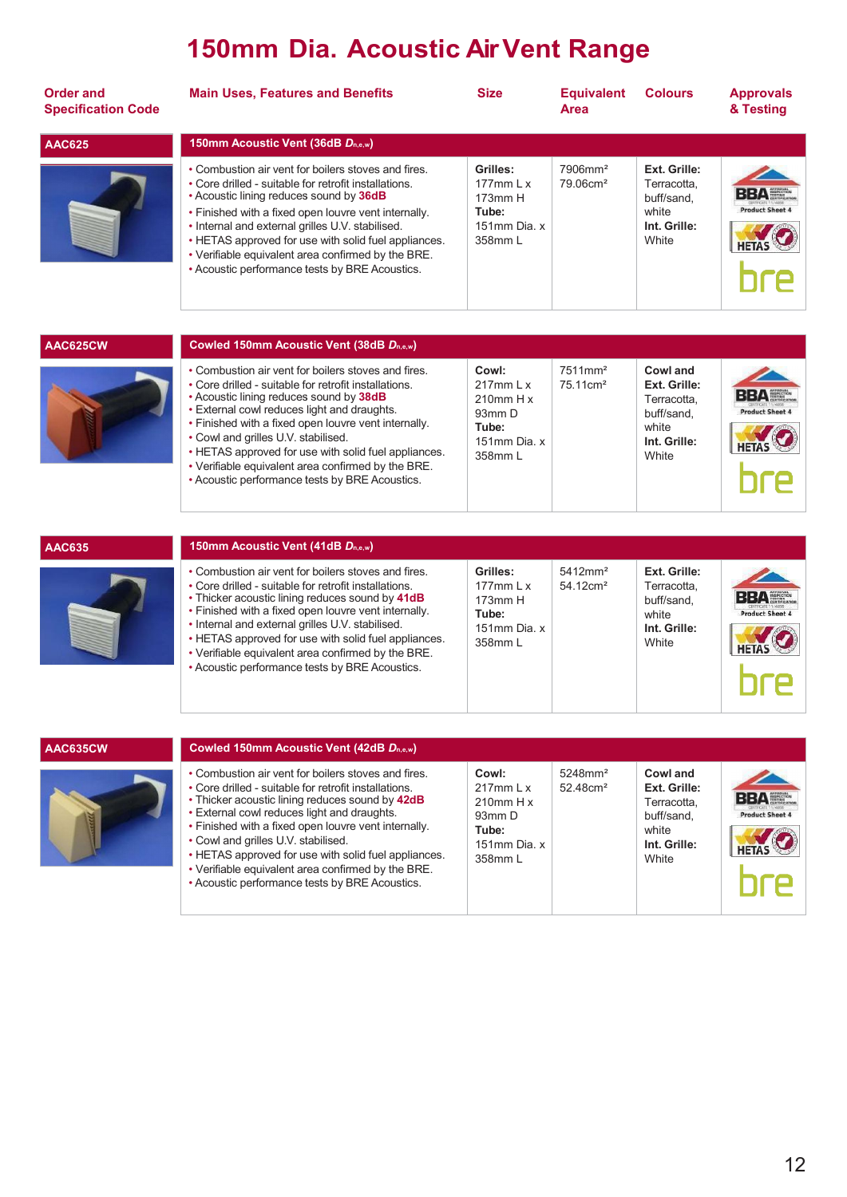# 150mm Dia. Acoustic Air Vent Range

| Order and Specification Code | Main Uses, Features and Benefits | Size | Equivalent Area | Colours | Approvals & Testing |
|---|---|---|---|---|---|
| **AAC625** | **150mm Acoustic Vent (36dB $D_{n,e,w}$)** | | | | |
| | • Combustion air vent for boilers stoves and fires.<br>• Core drilled - suitable for retrofit installations.<br>• Acoustic lining reduces sound by **36dB**<br>• Finished with a fixed open louvre vent internally.<br>• Internal and external grilles U.V. stabilised.<br>• HETAS approved for use with solid fuel appliances.<br>• Verifiable equivalent area confirmed by the BRE.<br>• Acoustic performance tests by BRE Acoustics. | **Grilles:** 177mm L x 173mm H **Tube:** 151mm Dia. x 358mm L | 7906mm² 79.06cm² | **Ext. Grille:** Terracotta, buff/sand, white **Int. Grille:** White | BBA Product Sheet 4, HETAS, bre |
| **AAC625CW** | **Cowled 150mm Acoustic Vent (38dB $D_{n,e,w}$)** | | | | |
| | • Combustion air vent for boilers stoves and fires.<br>• Core drilled - suitable for retrofit installations.<br>• Acoustic lining reduces sound by **38dB**<br>• External cowl reduces light and draughts.<br>• Finished with a fixed open louvre vent internally.<br>• Cowl and grilles U.V. stabilised.<br>• HETAS approved for use with solid fuel appliances.<br>• Verifiable equivalent area confirmed by the BRE.<br>• Acoustic performance tests by BRE Acoustics. | **Cowl:** 217mm L x 210mm H x 93mm D **Tube:** 151mm Dia. x 358mm L | 7511mm² 75.11cm² | **Cowl and Ext. Grille:** Terracotta, buff/sand, white **Int. Grille:** White | BBA Product Sheet 4, HETAS, bre |
| **AAC635** | **150mm Acoustic Vent (41dB $D_{n,e,w}$)** | | | | |
| | • Combustion air vent for boilers stoves and fires.<br>• Core drilled - suitable for retrofit installations.<br>• Thicker acoustic lining reduces sound by **41dB**<br>• Finished with a fixed open louvre vent internally.<br>• Internal and external grilles U.V. stabilised.<br>• HETAS approved for use with solid fuel appliances.<br>• Verifiable equivalent area confirmed by the BRE.<br>• Acoustic performance tests by BRE Acoustics. | **Grilles:** 177mm L x 173mm H **Tube:** 151mm Dia. x 358mm L | 5412mm² 54.12cm² | **Ext. Grille:** Terracotta, buff/sand, white **Int. Grille:** White | BBA Product Sheet 4, HETAS, bre |
| **AAC635CW** | **Cowled 150mm Acoustic Vent (42dB $D_{n,e,w}$)** | | | | |
| | • Combustion air vent for boilers stoves and fires.<br>• Core drilled - suitable for retrofit installations.<br>• Thicker acoustic lining reduces sound by **42dB**<br>• External cowl reduces light and draughts.<br>• Finished with a fixed open louvre vent internally.<br>• Cowl and grilles U.V. stabilised.<br>• HETAS approved for use with solid fuel appliances.<br>• Verifiable equivalent area confirmed by the BRE.<br>• Acoustic performance tests by BRE Acoustics. | **Cowl:** 217mm L x 210mm H x 93mm D **Tube:** 151mm Dia. x 358mm L | 5248mm² 52.48cm² | **Cowl and Ext. Grille:** Terracotta, buff/sand, white **Int. Grille:** White | BBA Product Sheet 4, HETAS, bre |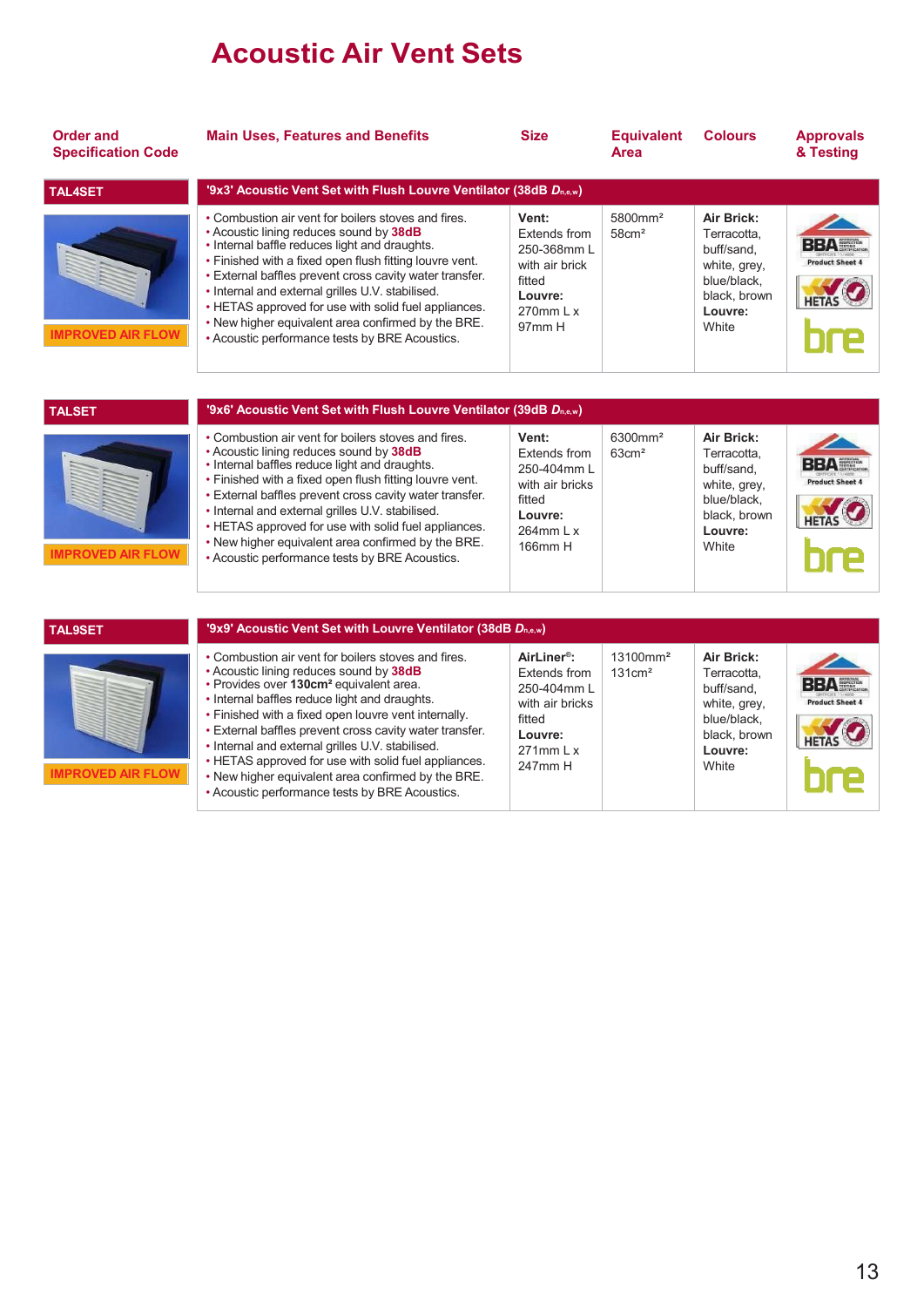# Acoustic Air Vent Sets

| Order and Specification Code | Main Uses, Features and Benefits | Size | Equivalent Area | Colours | Approvals & Testing |
|---|---|---|---|---|---|
| **TAL4SET** | **'9x3' Acoustic Vent Set with Flush Louvre Ventilator (38dB $D_{n,e,w}$)** | | | | |
| IMPROVED AIR FLOW | • Combustion air vent for boilers stoves and fires.<br>• Acoustic lining reduces sound by **38dB**<br>• Internal baffle reduces light and draughts.<br>• Finished with a fixed open flush fitting louvre vent.<br>• External baffles prevent cross cavity water transfer.<br>• Internal and external grilles U.V. stabilised.<br>• HETAS approved for use with solid fuel appliances.<br>• New higher equivalent area confirmed by the BRE.<br>• Acoustic performance tests by BRE Acoustics. | **Vent:** Extends from 250-368mm L with air brick fitted **Louvre:** 270mm L x 97mm H | 5800mm² 58cm² | **Air Brick:** Terracotta, buff/sand, white, grey, blue/black, black, brown **Louvre:** White | BBA Product Sheet 4, HETAS, bre |
| **TALSET** | **'9x6' Acoustic Vent Set with Flush Louvre Ventilator (39dB $D_{n,e,w}$)** | | | | |
| IMPROVED AIR FLOW | • Combustion air vent for boilers stoves and fires.<br>• Acoustic lining reduces sound by **38dB**<br>• Internal baffles reduce light and draughts.<br>• Finished with a fixed open flush fitting louvre vent.<br>• External baffles prevent cross cavity water transfer.<br>• Internal and external grilles U.V. stabilised.<br>• HETAS approved for use with solid fuel appliances.<br>• New higher equivalent area confirmed by the BRE.<br>• Acoustic performance tests by BRE Acoustics. | **Vent:** Extends from 250-404mm L with air bricks fitted **Louvre:** 264mm L x 166mm H | 6300mm² 63cm² | **Air Brick:** Terracotta, buff/sand, white, grey, blue/black, black, brown **Louvre:** White | BBA Product Sheet 4, HETAS, bre |
| **TAL9SET** | **'9x9' Acoustic Vent Set with Louvre Ventilator (38dB $D_{n,e,w}$)** | | | | |
| IMPROVED AIR FLOW | • Combustion air vent for boilers stoves and fires.<br>• Acoustic lining reduces sound by **38dB**<br>• Provides over **130cm²** equivalent area.<br>• Internal baffles reduce light and draughts.<br>• Finished with a fixed open louvre vent internally.<br>• External baffles prevent cross cavity water transfer.<br>• Internal and external grilles U.V. stabilised.<br>• HETAS approved for use with solid fuel appliances.<br>• New higher equivalent area confirmed by the BRE.<br>• Acoustic performance tests by BRE Acoustics. | **AirLiner®:** Extends from 250-404mm L with air bricks fitted **Louvre:** 271mm L x 247mm H | 13100mm² 131cm² | **Air Brick:** Terracotta, buff/sand, white, grey, blue/black, black, brown **Louvre:** White | BBA Product Sheet 4, HETAS, bre |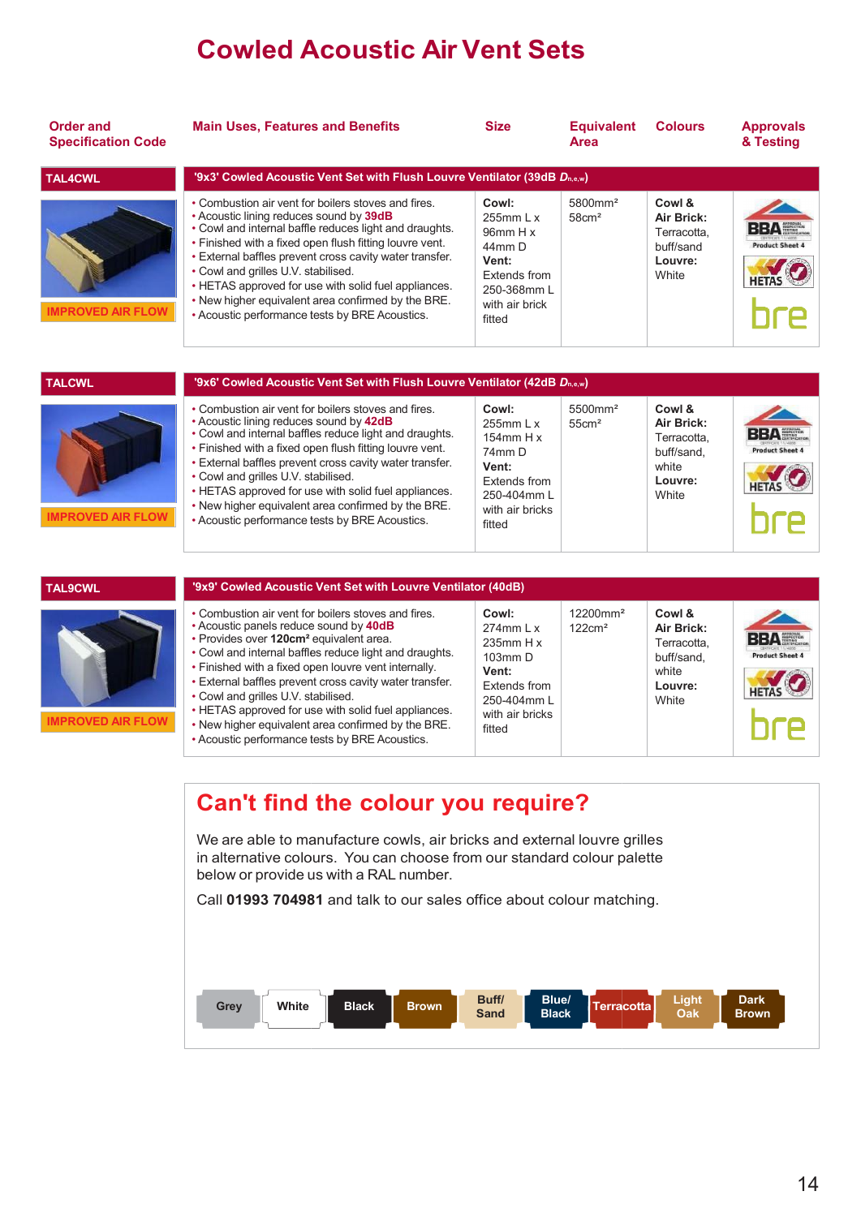# Cowled Acoustic Air Vent Sets

| Order and Specification Code | Main Uses, Features and Benefits | Size | Equivalent Area | Colours | Approvals & Testing |
|---|---|---|---|---|---|
| **TAL4CWL** | **'9x3' Cowled Acoustic Vent Set with Flush Louvre Ventilator (39dB $D_{n,e,w}$)** | | | | |
| IMPROVED AIR FLOW | • Combustion air vent for boilers stoves and fires.<br>• Acoustic lining reduces sound by **39dB**<br>• Cowl and internal baffle reduces light and draughts.<br>• Finished with a fixed open flush fitting louvre vent.<br>• External baffles prevent cross cavity water transfer.<br>• Cowl and grilles U.V. stabilised.<br>• HETAS approved for use with solid fuel appliances.<br>• New higher equivalent area confirmed by the BRE.<br>• Acoustic performance tests by BRE Acoustics. | **Cowl:** 255mm L x 96mm H x 44mm D **Vent:** Extends from 250-368mm L with air brick fitted | 5800mm² 58cm² | **Cowl & Air Brick:** Terracotta, buff/sand **Louvre:** White | BBA Product Sheet 4, HETAS, bre |
| **TALCWL** | **'9x6' Cowled Acoustic Vent Set with Flush Louvre Ventilator (42dB $D_{n,e,w}$)** | | | | |
| IMPROVED AIR FLOW | • Combustion air vent for boilers stoves and fires.<br>• Acoustic lining reduces sound by **42dB**<br>• Cowl and internal baffles reduce light and draughts.<br>• Finished with a fixed open flush fitting louvre vent.<br>• External baffles prevent cross cavity water transfer.<br>• Cowl and grilles U.V. stabilised.<br>• HETAS approved for use with solid fuel appliances.<br>• New higher equivalent area confirmed by the BRE.<br>• Acoustic performance tests by BRE Acoustics. | **Cowl:** 255mm L x 154mm H x 74mm D **Vent:** Extends from 250-404mm L with air bricks fitted | 5500mm² 55cm² | **Cowl & Air Brick:** Terracotta, buff/sand, white **Louvre:** White | BBA Product Sheet 4, HETAS, bre |
| **TAL9CWL** | **'9x9' Cowled Acoustic Vent Set with Louvre Ventilator (40dB)** | | | | |
| IMPROVED AIR FLOW | • Combustion air vent for boilers stoves and fires.<br>• Acoustic panels reduce sound by **40dB**<br>• Provides over **120cm²** equivalent area.<br>• Cowl and internal baffles reduce light and draughts.<br>• Finished with a fixed open louvre vent internally.<br>• External baffles prevent cross cavity water transfer.<br>• Cowl and grilles U.V. stabilised.<br>• HETAS approved for use with solid fuel appliances.<br>• New higher equivalent area confirmed by the BRE.<br>• Acoustic performance tests by BRE Acoustics. | **Cowl:** 274mm L x 235mm H x 103mm D **Vent:** Extends from 250-404mm L with air bricks fitted | 12200mm² 122cm² | **Cowl & Air Brick:** Terracotta, buff/sand, white **Louvre:** White | BBA Product Sheet 4, HETAS, bre |

## Can't find the colour you require?

We are able to manufacture cowls, air bricks and external louvre grilles in alternative colours. You can choose from our standard colour palette below or provide us with a RAL number.

Call **01993 704981** and talk to our sales office about colour matching.

Grey | White | Black | Brown | Buff/Sand | Blue/Black | Terracotta | Light Oak | Dark Brown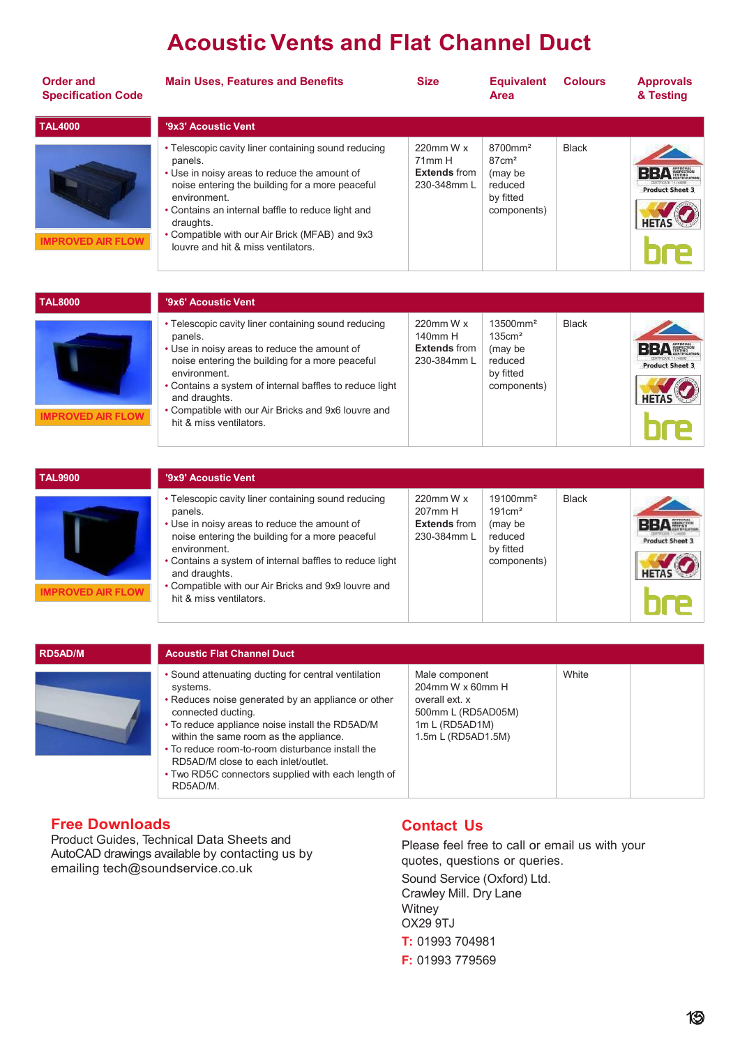# Acoustic Vents and Flat Channel Duct

| Order and Specification Code | Main Uses, Features and Benefits | Size | Equivalent Area | Colours | Approvals & Testing |
|---|---|---|---|---|---|
| **TAL4000** IMPROVED AIR FLOW | **'9x3' Acoustic Vent** • Telescopic cavity liner containing sound reducing panels. • Use in noisy areas to reduce the amount of noise entering the building for a more peaceful environment. • Contains an internal baffle to reduce light and draughts. • Compatible with our Air Brick (MFAB) and 9x3 louvre and hit & miss ventilators. | 220mm W x 71mm H **Extends** from 230-348mm L | 8700mm² 87cm² (may be reduced by fitted components) | Black | BBA Product Sheet 3, HETAS, bre |
| **TAL8000** IMPROVED AIR FLOW | **'9x6' Acoustic Vent** • Telescopic cavity liner containing sound reducing panels. • Use in noisy areas to reduce the amount of noise entering the building for a more peaceful environment. • Contains a system of internal baffles to reduce light and draughts. • Compatible with our Air Bricks and 9x6 louvre and hit & miss ventilators. | 220mm W x 140mm H **Extends** from 230-384mm L | 13500mm² 135cm² (may be reduced by fitted components) | Black | BBA Product Sheet 3, HETAS, bre |
| **TAL9900** IMPROVED AIR FLOW | **'9x9' Acoustic Vent** • Telescopic cavity liner containing sound reducing panels. • Use in noisy areas to reduce the amount of noise entering the building for a more peaceful environment. • Contains a system of internal baffles to reduce light and draughts. • Compatible with our Air Bricks and 9x9 louvre and hit & miss ventilators. | 220mm W x 207mm H **Extends** from 230-384mm L | 19100mm² 191cm² (may be reduced by fitted components) | Black | BBA Product Sheet 3, HETAS, bre |
| **RD5AD/M** | **Acoustic Flat Channel Duct** • Sound attenuating ducting for central ventilation systems. • Reduces noise generated by an appliance or other connected ducting. • To reduce appliance noise install the RD5AD/M within the same room as the appliance. • To reduce room-to-room disturbance install the RD5AD/M close to each inlet/outlet. • Two RD5C connectors supplied with each length of RD5AD/M. | Male component 204mm W x 60mm H overall ext. x 500mm L (RD5AD05M) 1m L (RD5AD1M) 1.5m L (RD5AD1.5M) | | White | |

## Free Downloads

Product Guides, Technical Data Sheets and AutoCAD drawings available by contacting us by emailing tech@soundservice.co.uk

## Contact Us

Please feel free to call or email us with your quotes, questions or queries.

Sound Service (Oxford) Ltd.
Crawley Mill. Dry Lane
Witney
OX29 9TJ

**T:** 01993 704981
**F:** 01993 779569